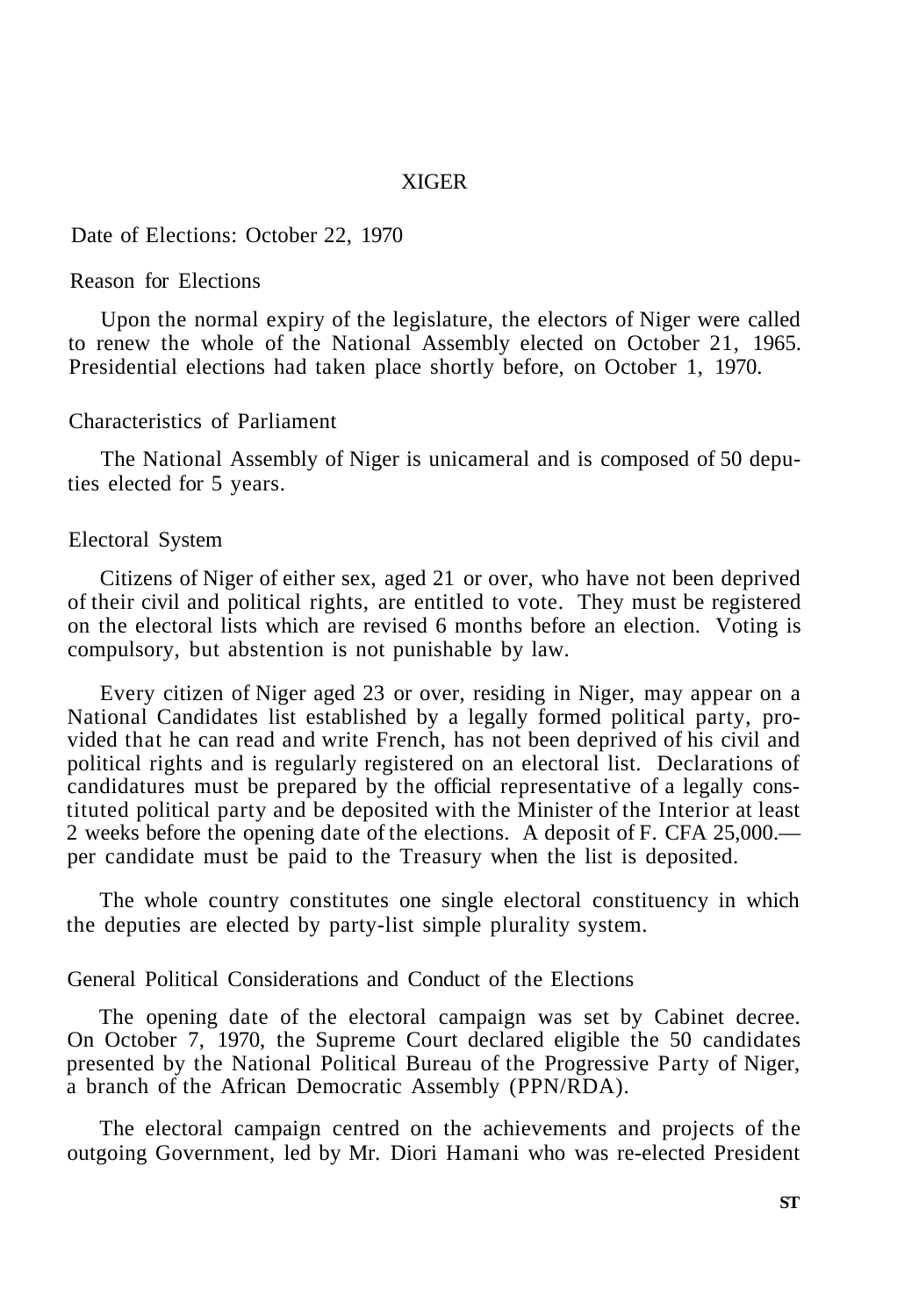# XIGER

Date of Elections: October 22, 1970

## Reason for Elections

Upon the normal expiry of the legislature, the electors of Niger were called to renew the whole of the National Assembly elected on October 21, 1965. Presidential elections had taken place shortly before, on October 1, 1970.

## Characteristics of Parliament

The National Assembly of Niger is unicameral and is composed of 50 deputies elected for 5 years.

## Electoral System

Citizens of Niger of either sex, aged 21 or over, who have not been deprived of their civil and political rights, are entitled to vote. They must be registered on the electoral lists which are revised 6 months before an election. Voting is compulsory, but abstention is not punishable by law.

Every citizen of Niger aged 23 or over, residing in Niger, may appear on a National Candidates list established by a legally formed political party, provided that he can read and write French, has not been deprived of his civil and political rights and is regularly registered on an electoral list. Declarations of candidatures must be prepared by the official representative of a legally constituted political party and be deposited with the Minister of the Interior at least 2 weeks before the opening date of the elections. A deposit of F. CFA 25,000.— per candidate must be paid to the Treasury when the list is deposited.

The whole country constitutes one single electoral constituency in which the deputies are elected by party-list simple plurality system.

## General Political Considerations and Conduct of the Elections

The opening date of the electoral campaign was set by Cabinet decree. On October 7, 1970, the Supreme Court declared eligible the 50 candidates presented by the National Political Bureau of the Progressive Party of Niger, a branch of the African Democratic Assembly (PPN/RDA).

The electoral campaign centred on the achievements and projects of the outgoing Government, led by Mr. Diori Hamani who was re-elected President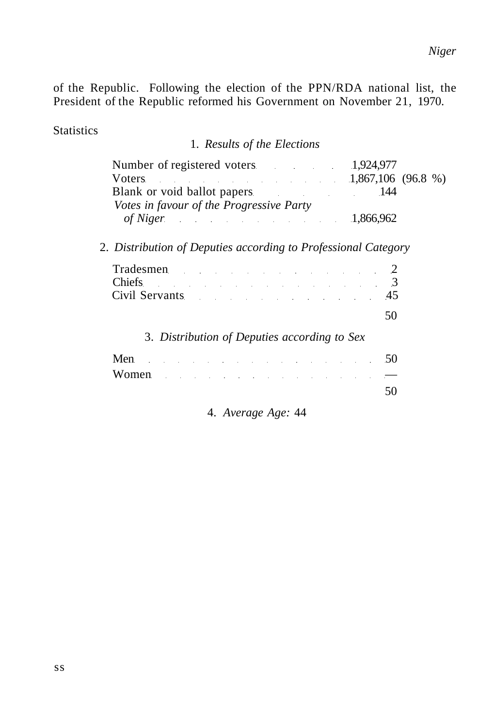of the Republic. Following the election of the PPN/RDA national list, the President of the Republic reformed his Government on November 21, 1970.

Statistics

1. *Results of the Elections*

| | | |
|---|---|---|
| Number of registered voters | 1,924,977 | |
| Voters | 1,867,106 | (96.8 %) |
| Blank or void ballot papers | 144 | |
| *Votes in favour of the Progressive Party of Niger* | 1,866,962 | |

2. *Distribution of Deputies according to Professional Category*

| | |
|---|---|
| Tradesmen | 2 |
| Chiefs | 3 |
| Civil Servants | 45 |
| | 50 |

3. *Distribution of Deputies according to Sex*

| | |
|---|---|
| Men | 50 |
| Women | — |
| | 50 |

4. *Average Age:* 44